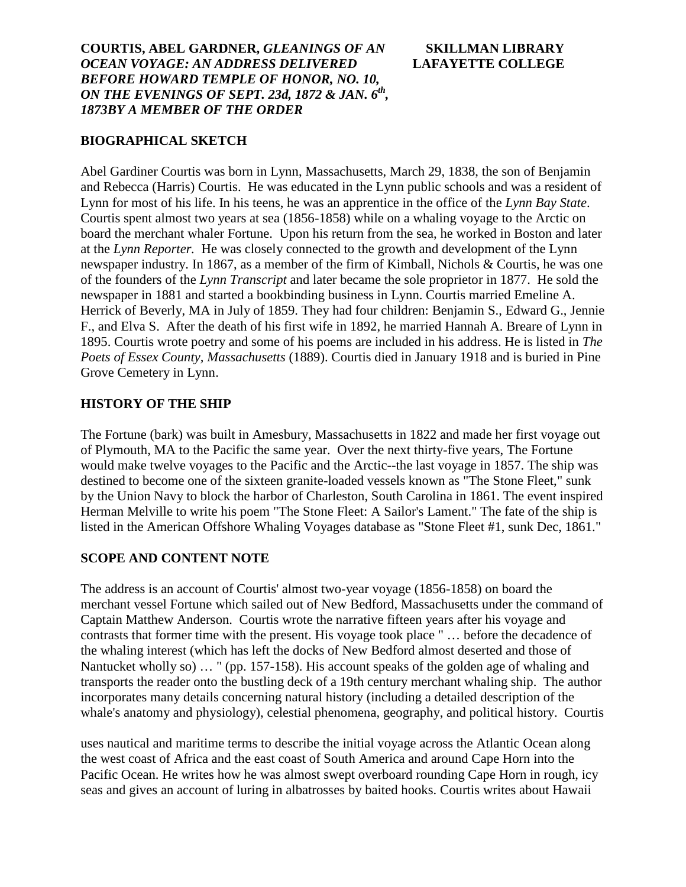**COURTIS, ABEL GARDNER, *GLEANINGS OF AN OCEAN VOYAGE: AN ADDRESS DELIVERED BEFORE HOWARD TEMPLE OF HONOR, NO. 10, ON THE EVENINGS OF SEPT. 23d, 1872 & JAN. 6th, 1873BY A MEMBER OF THE ORDER***

**SKILLMAN LIBRARY**
**LAFAYETTE COLLEGE**

## BIOGRAPHICAL SKETCH

Abel Gardiner Courtis was born in Lynn, Massachusetts, March 29, 1838, the son of Benjamin and Rebecca (Harris) Courtis. He was educated in the Lynn public schools and was a resident of Lynn for most of his life. In his teens, he was an apprentice in the office of the *Lynn Bay State*. Courtis spent almost two years at sea (1856-1858) while on a whaling voyage to the Arctic on board the merchant whaler Fortune. Upon his return from the sea, he worked in Boston and later at the *Lynn Reporter.* He was closely connected to the growth and development of the Lynn newspaper industry. In 1867, as a member of the firm of Kimball, Nichols & Courtis, he was one of the founders of the *Lynn Transcript* and later became the sole proprietor in 1877. He sold the newspaper in 1881 and started a bookbinding business in Lynn. Courtis married Emeline A. Herrick of Beverly, MA in July of 1859. They had four children: Benjamin S., Edward G., Jennie F., and Elva S. After the death of his first wife in 1892, he married Hannah A. Breare of Lynn in 1895. Courtis wrote poetry and some of his poems are included in his address. He is listed in *The Poets of Essex County, Massachusetts* (1889). Courtis died in January 1918 and is buried in Pine Grove Cemetery in Lynn.

## HISTORY OF THE SHIP

The Fortune (bark) was built in Amesbury, Massachusetts in 1822 and made her first voyage out of Plymouth, MA to the Pacific the same year. Over the next thirty-five years, The Fortune would make twelve voyages to the Pacific and the Arctic--the last voyage in 1857. The ship was destined to become one of the sixteen granite-loaded vessels known as "The Stone Fleet," sunk by the Union Navy to block the harbor of Charleston, South Carolina in 1861. The event inspired Herman Melville to write his poem "The Stone Fleet: A Sailor's Lament." The fate of the ship is listed in the American Offshore Whaling Voyages database as "Stone Fleet #1, sunk Dec, 1861."

## SCOPE AND CONTENT NOTE

The address is an account of Courtis' almost two-year voyage (1856-1858) on board the merchant vessel Fortune which sailed out of New Bedford, Massachusetts under the command of Captain Matthew Anderson. Courtis wrote the narrative fifteen years after his voyage and contrasts that former time with the present. His voyage took place " … before the decadence of the whaling interest (which has left the docks of New Bedford almost deserted and those of Nantucket wholly so) … " (pp. 157-158). His account speaks of the golden age of whaling and transports the reader onto the bustling deck of a 19th century merchant whaling ship. The author incorporates many details concerning natural history (including a detailed description of the whale's anatomy and physiology), celestial phenomena, geography, and political history. Courtis uses nautical and maritime terms to describe the initial voyage across the Atlantic Ocean along the west coast of Africa and the east coast of South America and around Cape Horn into the Pacific Ocean. He writes how he was almost swept overboard rounding Cape Horn in rough, icy seas and gives an account of luring in albatrosses by baited hooks. Courtis writes about Hawaii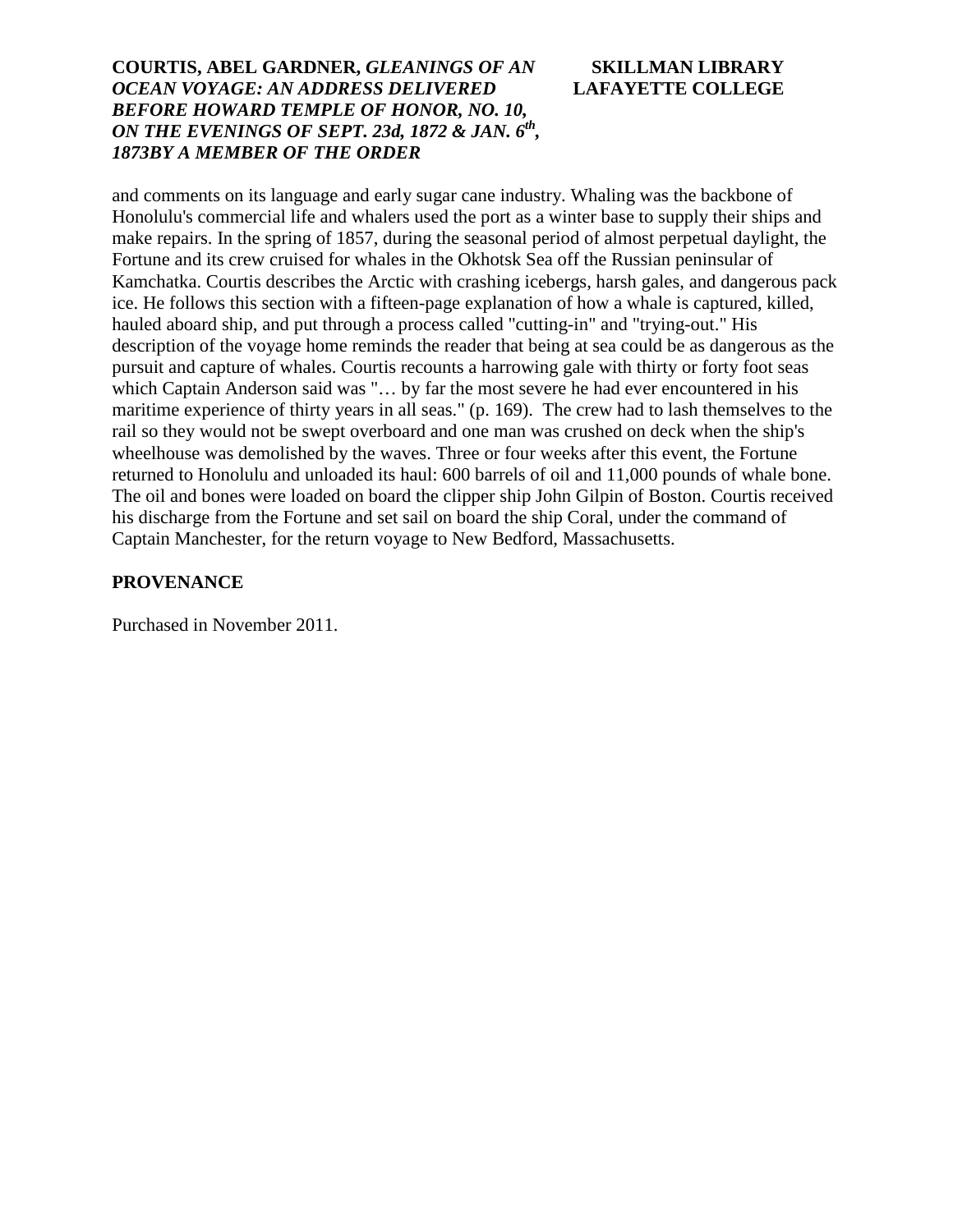and comments on its language and early sugar cane industry. Whaling was the backbone of Honolulu's commercial life and whalers used the port as a winter base to supply their ships and make repairs. In the spring of 1857, during the seasonal period of almost perpetual daylight, the Fortune and its crew cruised for whales in the Okhotsk Sea off the Russian peninsular of Kamchatka. Courtis describes the Arctic with crashing icebergs, harsh gales, and dangerous pack ice. He follows this section with a fifteen-page explanation of how a whale is captured, killed, hauled aboard ship, and put through a process called "cutting-in" and "trying-out." His description of the voyage home reminds the reader that being at sea could be as dangerous as the pursuit and capture of whales. Courtis recounts a harrowing gale with thirty or forty foot seas which Captain Anderson said was "… by far the most severe he had ever encountered in his maritime experience of thirty years in all seas." (p. 169). The crew had to lash themselves to the rail so they would not be swept overboard and one man was crushed on deck when the ship's wheelhouse was demolished by the waves. Three or four weeks after this event, the Fortune returned to Honolulu and unloaded its haul: 600 barrels of oil and 11,000 pounds of whale bone. The oil and bones were loaded on board the clipper ship John Gilpin of Boston. Courtis received his discharge from the Fortune and set sail on board the ship Coral, under the command of Captain Manchester, for the return voyage to New Bedford, Massachusetts.

## PROVENANCE

Purchased in November 2011.